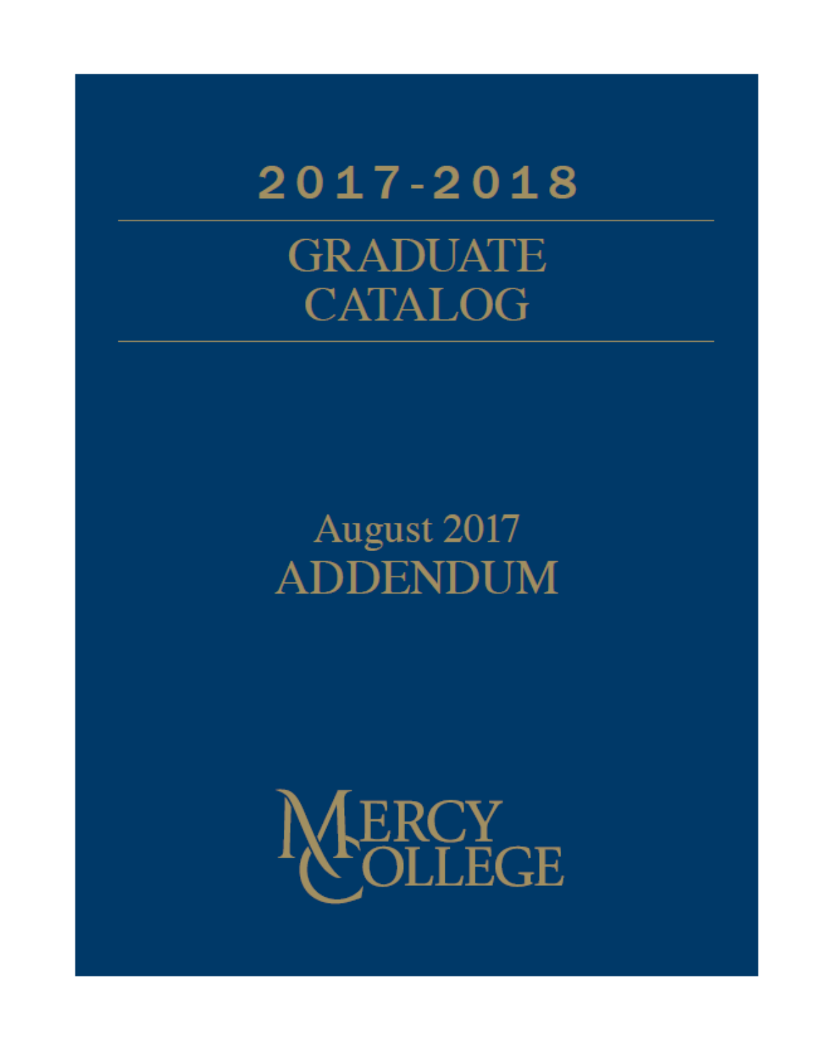# 2017-2018

# GRADUATE CATALOG

## August 2017 ADDENDUM

MERCY COLLEGE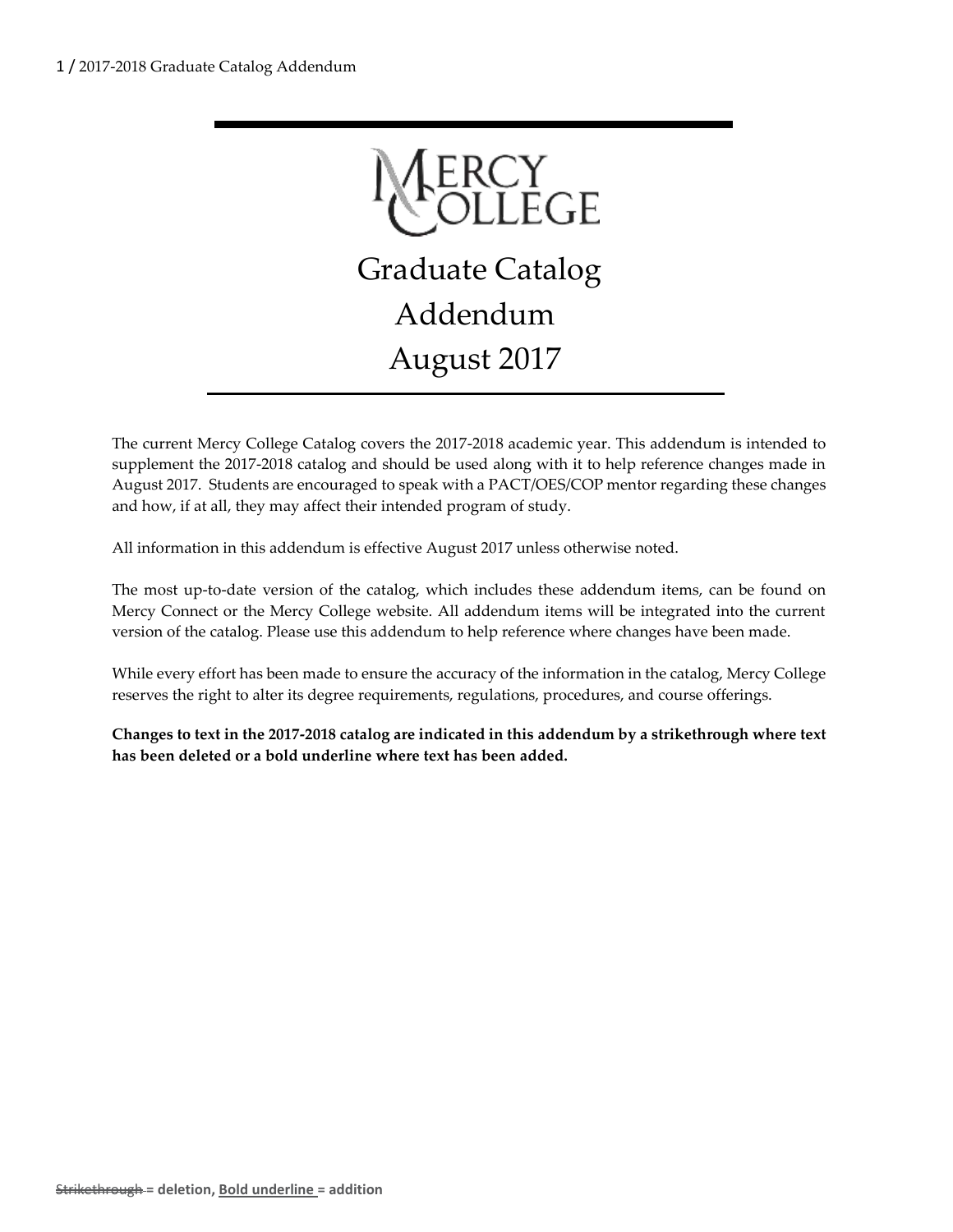# Graduate Catalog Addendum August 2017

The current Mercy College Catalog covers the 2017-2018 academic year. This addendum is intended to supplement the 2017-2018 catalog and should be used along with it to help reference changes made in August 2017. Students are encouraged to speak with a PACT/OES/COP mentor regarding these changes and how, if at all, they may affect their intended program of study.

All information in this addendum is effective August 2017 unless otherwise noted.

The most up-to-date version of the catalog, which includes these addendum items, can be found on Mercy Connect or the Mercy College website. All addendum items will be integrated into the current version of the catalog. Please use this addendum to help reference where changes have been made.

While every effort has been made to ensure the accuracy of the information in the catalog, Mercy College reserves the right to alter its degree requirements, regulations, procedures, and course offerings.

**Changes to text in the 2017-2018 catalog are indicated in this addendum by a strikethrough where text has been deleted or a bold underline where text has been added.**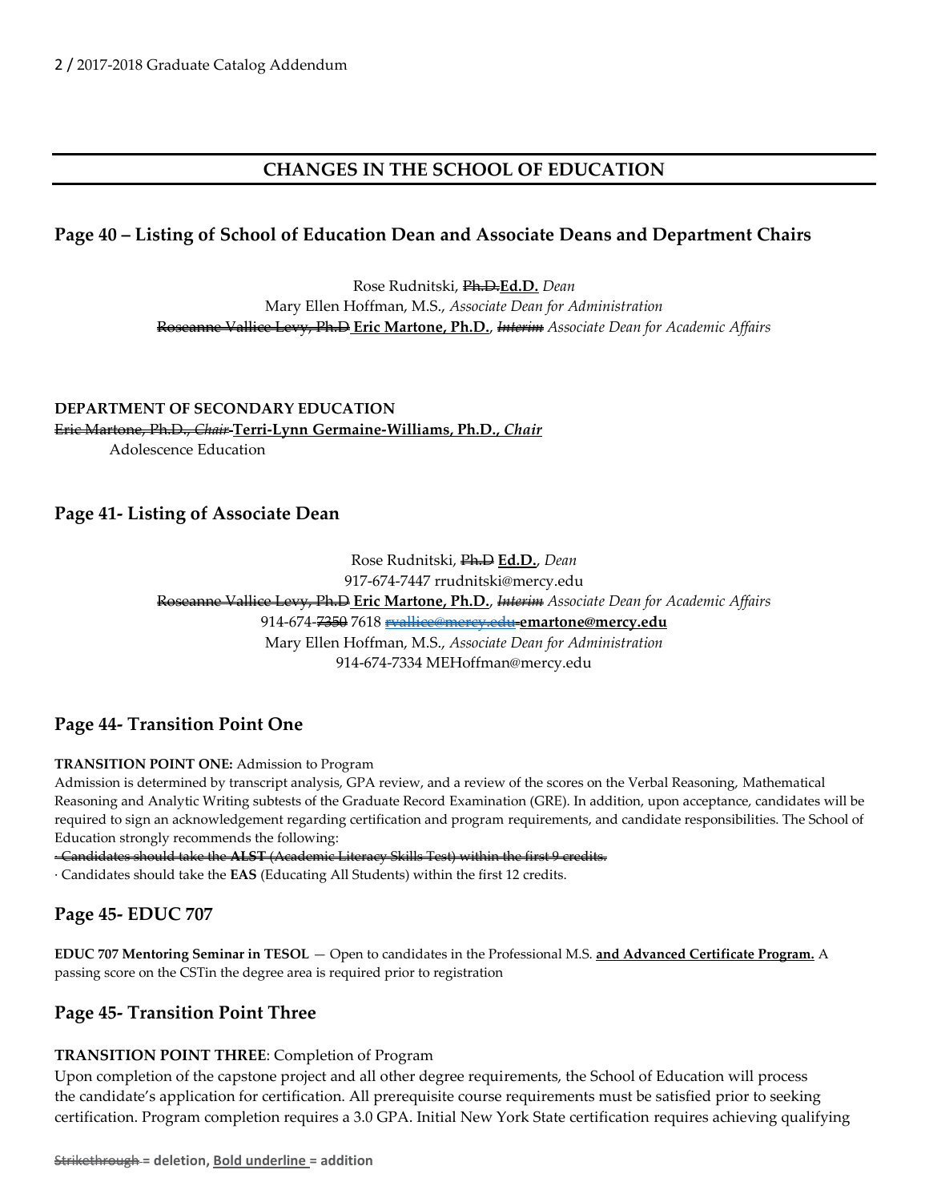## CHANGES IN THE SCHOOL OF EDUCATION

### Page 40 – Listing of School of Education Dean and Associate Deans and Department Chairs

Rose Rudnitski, ~~Ph.D.~~**Ed.D.** *Dean*
Mary Ellen Hoffman, M.S., *Associate Dean for Administration*
~~Roseanne Vallice Levy, Ph.D~~ **Eric Martone, Ph.D.**, ~~*Interim*~~ *Associate Dean for Academic Affairs*

**DEPARTMENT OF SECONDARY EDUCATION**
~~Eric Martone, Ph.D., *Chair*~~ **Terri-Lynn Germaine-Williams, Ph.D., *Chair***
Adolescence Education

### Page 41- Listing of Associate Dean

Rose Rudnitski, ~~Ph.D~~ **Ed.D.**, *Dean*
917-674-7447 rrudnitski@mercy.edu
~~Roseanne Vallice Levy, Ph.D~~ **Eric Martone, Ph.D.**, ~~*Interim*~~ *Associate Dean for Academic Affairs*
914-674-~~7350~~ 7618 ~~rvallice@mercy.edu~~ **emartone@mercy.edu**
Mary Ellen Hoffman, M.S., *Associate Dean for Administration*
914-674-7334 MEHoffman@mercy.edu

### Page 44- Transition Point One

**TRANSITION POINT ONE:** Admission to Program
Admission is determined by transcript analysis, GPA review, and a review of the scores on the Verbal Reasoning, Mathematical Reasoning and Analytic Writing subtests of the Graduate Record Examination (GRE). In addition, upon acceptance, candidates will be required to sign an acknowledgement regarding certification and program requirements, and candidate responsibilities. The School of Education strongly recommends the following:
~~· Candidates should take the **ALST** (Academic Literacy Skills Test) within the first 9 credits.~~
· Candidates should take the **EAS** (Educating All Students) within the first 12 credits.

### Page 45- EDUC 707

**EDUC 707 Mentoring Seminar in TESOL** — Open to candidates in the Professional M.S. **and Advanced Certificate Program.** A passing score on the CSTin the degree area is required prior to registration

### Page 45- Transition Point Three

**TRANSITION POINT THREE**: Completion of Program
Upon completion of the capstone project and all other degree requirements, the School of Education will process the candidate's application for certification. All prerequisite course requirements must be satisfied prior to seeking certification. Program completion requires a 3.0 GPA. Initial New York State certification requires achieving qualifying

~~Strikethrough~~ = deletion, **Bold underline** = addition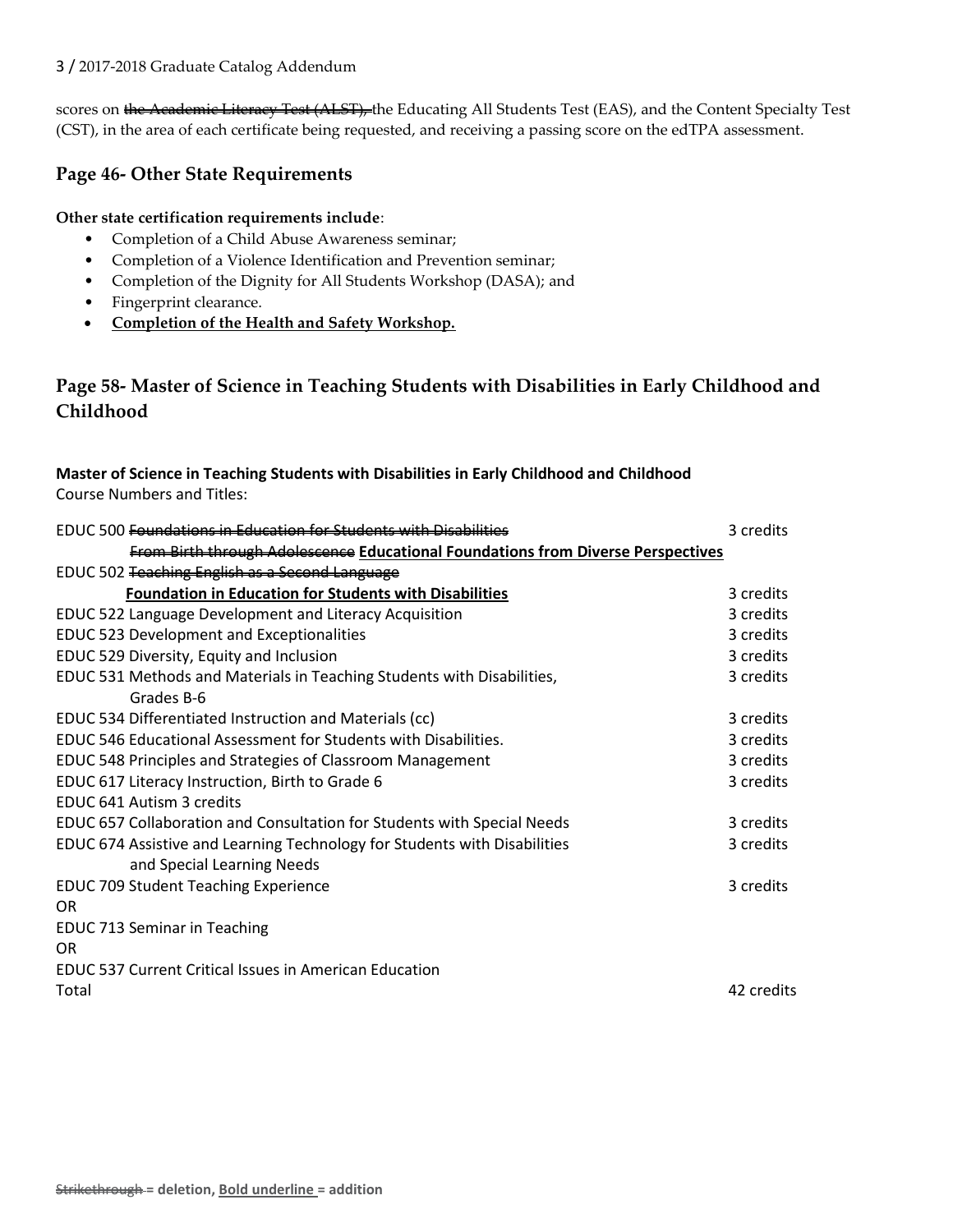scores on ~~the Academic Literacy Test (ALST),~~ the Educating All Students Test (EAS), and the Content Specialty Test (CST), in the area of each certificate being requested, and receiving a passing score on the edTPA assessment.

## Page 46- Other State Requirements

**Other state certification requirements include**:

- Completion of a Child Abuse Awareness seminar;
- Completion of a Violence Identification and Prevention seminar;
- Completion of the Dignity for All Students Workshop (DASA); and
- Fingerprint clearance.
- <u>**Completion of the Health and Safety Workshop.**</u>

## Page 58- Master of Science in Teaching Students with Disabilities in Early Childhood and Childhood

**Master of Science in Teaching Students with Disabilities in Early Childhood and Childhood**
Course Numbers and Titles:

| Course | Credits |
|---|---|
| EDUC 500 ~~Foundations in Education for Students with Disabilities From Birth through Adolescence~~ <u>**Educational Foundations from Diverse Perspectives**</u> | 3 credits |
| EDUC 502 ~~Teaching English as a Second Language~~ <u>**Foundation in Education for Students with Disabilities**</u> | 3 credits |
| EDUC 522 Language Development and Literacy Acquisition | 3 credits |
| EDUC 523 Development and Exceptionalities | 3 credits |
| EDUC 529 Diversity, Equity and Inclusion | 3 credits |
| EDUC 531 Methods and Materials in Teaching Students with Disabilities, Grades B-6 | 3 credits |
| EDUC 534 Differentiated Instruction and Materials (cc) | 3 credits |
| EDUC 546 Educational Assessment for Students with Disabilities. | 3 credits |
| EDUC 548 Principles and Strategies of Classroom Management | 3 credits |
| EDUC 617 Literacy Instruction, Birth to Grade 6 | 3 credits |
| EDUC 641 Autism 3 credits | |
| EDUC 657 Collaboration and Consultation for Students with Special Needs | 3 credits |
| EDUC 674 Assistive and Learning Technology for Students with Disabilities and Special Learning Needs | 3 credits |
| EDUC 709 Student Teaching Experience | 3 credits |
| OR | |
| EDUC 713 Seminar in Teaching | |
| OR | |
| EDUC 537 Current Critical Issues in American Education | |
| Total | 42 credits |

~~Strikethrough~~ = deletion, <u>**Bold underline**</u> = addition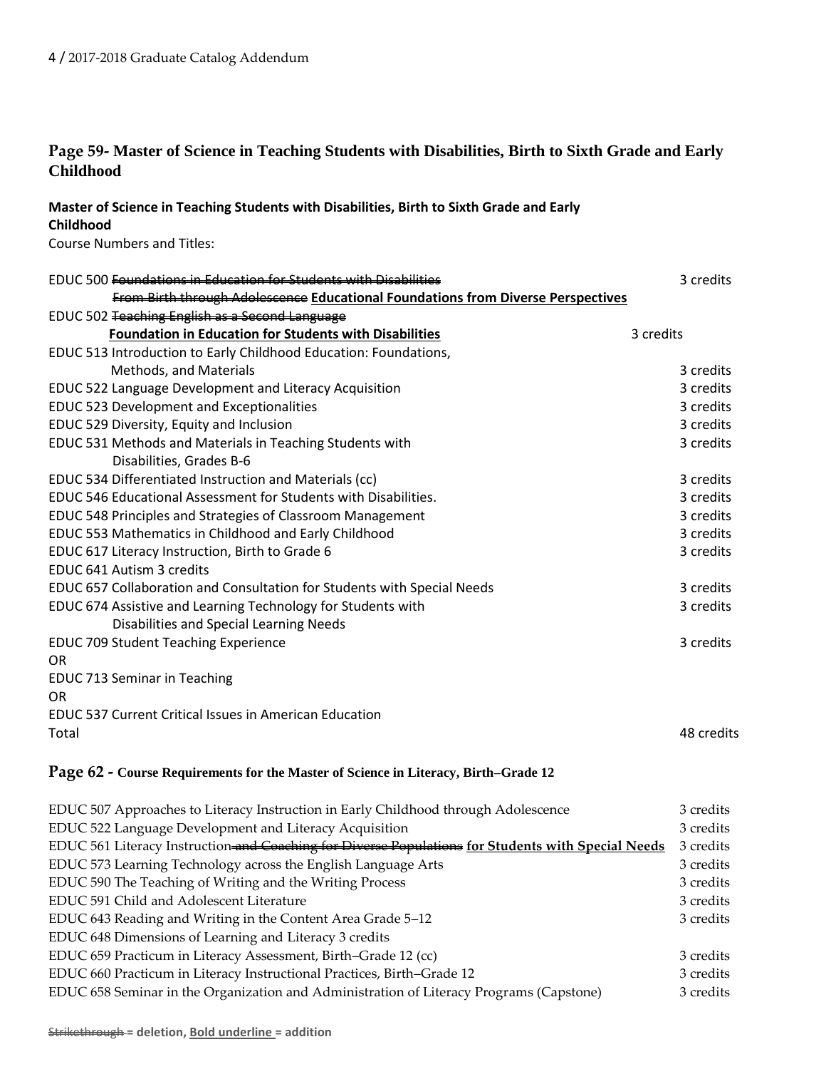## Page 59- Master of Science in Teaching Students with Disabilities, Birth to Sixth Grade and Early Childhood

**Master of Science in Teaching Students with Disabilities, Birth to Sixth Grade and Early Childhood**

Course Numbers and Titles:

| Course | Credits |
|---|---|
| EDUC 500 ~~Foundations in Education for Students with Disabilities From Birth through Adolescence~~ **<u>Educational Foundations from Diverse Perspectives</u>** | 3 credits |
| EDUC 502 ~~Teaching English as a Second Language~~ **<u>Foundation in Education for Students with Disabilities</u>** | 3 credits |
| EDUC 513 Introduction to Early Childhood Education: Foundations, Methods, and Materials | 3 credits |
| EDUC 522 Language Development and Literacy Acquisition | 3 credits |
| EDUC 523 Development and Exceptionalities | 3 credits |
| EDUC 529 Diversity, Equity and Inclusion | 3 credits |
| EDUC 531 Methods and Materials in Teaching Students with Disabilities, Grades B-6 | 3 credits |
| EDUC 534 Differentiated Instruction and Materials (cc) | 3 credits |
| EDUC 546 Educational Assessment for Students with Disabilities. | 3 credits |
| EDUC 548 Principles and Strategies of Classroom Management | 3 credits |
| EDUC 553 Mathematics in Childhood and Early Childhood | 3 credits |
| EDUC 617 Literacy Instruction, Birth to Grade 6 | 3 credits |
| EDUC 641 Autism | 3 credits |
| EDUC 657 Collaboration and Consultation for Students with Special Needs | 3 credits |
| EDUC 674 Assistive and Learning Technology for Students with Disabilities and Special Learning Needs | 3 credits |
| EDUC 709 Student Teaching Experience<br>OR<br>EDUC 713 Seminar in Teaching<br>OR<br>EDUC 537 Current Critical Issues in American Education | 3 credits |
| Total | 48 credits |

## Page 62 - Course Requirements for the Master of Science in Literacy, Birth–Grade 12

| Course | Credits |
|---|---|
| EDUC 507 Approaches to Literacy Instruction in Early Childhood through Adolescence | 3 credits |
| EDUC 522 Language Development and Literacy Acquisition | 3 credits |
| EDUC 561 Literacy Instruction ~~and Coaching for Diverse Populations~~ **<u>for Students with Special Needs</u>** | 3 credits |
| EDUC 573 Learning Technology across the English Language Arts | 3 credits |
| EDUC 590 The Teaching of Writing and the Writing Process | 3 credits |
| EDUC 591 Child and Adolescent Literature | 3 credits |
| EDUC 643 Reading and Writing in the Content Area Grade 5–12 | 3 credits |
| EDUC 648 Dimensions of Learning and Literacy | 3 credits |
| EDUC 659 Practicum in Literacy Assessment, Birth–Grade 12 (cc) | 3 credits |
| EDUC 660 Practicum in Literacy Instructional Practices, Birth–Grade 12 | 3 credits |
| EDUC 658 Seminar in the Organization and Administration of Literacy Programs (Capstone) | 3 credits |

~~Strikethrough~~ = deletion, **<u>Bold underline</u>** = addition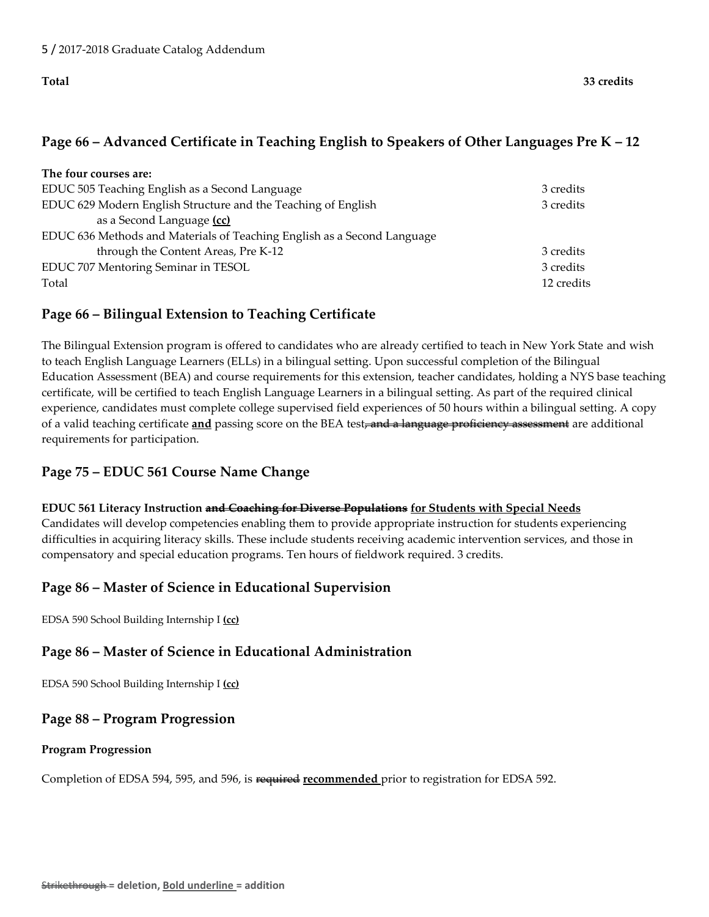**Total** **33 credits**

## Page 66 – Advanced Certificate in Teaching English to Speakers of Other Languages Pre K – 12

| The four courses are: | |
|---|---|
| EDUC 505 Teaching English as a Second Language | 3 credits |
| EDUC 629 Modern English Structure and the Teaching of English as a Second Language **<u>(cc)</u>** | 3 credits |
| EDUC 636 Methods and Materials of Teaching English as a Second Language through the Content Areas, Pre K-12 | 3 credits |
| EDUC 707 Mentoring Seminar in TESOL | 3 credits |
| Total | 12 credits |

## Page 66 – Bilingual Extension to Teaching Certificate

The Bilingual Extension program is offered to candidates who are already certified to teach in New York State and wish to teach English Language Learners (ELLs) in a bilingual setting. Upon successful completion of the Bilingual Education Assessment (BEA) and course requirements for this extension, teacher candidates, holding a NYS base teaching certificate, will be certified to teach English Language Learners in a bilingual setting. As part of the required clinical experience, candidates must complete college supervised field experiences of 50 hours within a bilingual setting. A copy of a valid teaching certificate **<u>and</u>** passing score on the BEA test~~, and a language proficiency assessment~~ are additional requirements for participation.

## Page 75 – EDUC 561 Course Name Change

**EDUC 561 Literacy Instruction ~~and Coaching for Diverse Populations~~ <u>for Students with Special Needs</u>**
Candidates will develop competencies enabling them to provide appropriate instruction for students experiencing difficulties in acquiring literacy skills. These include students receiving academic intervention services, and those in compensatory and special education programs. Ten hours of fieldwork required. 3 credits.

## Page 86 – Master of Science in Educational Supervision

EDSA 590 School Building Internship I **<u>(cc)</u>**

## Page 86 – Master of Science in Educational Administration

EDSA 590 School Building Internship I **<u>(cc)</u>**

## Page 88 – Program Progression

**Program Progression**

Completion of EDSA 594, 595, and 596, is ~~required~~ **<u>recommended</u>** prior to registration for EDSA 592.

~~Strikethrough~~ = deletion, **<u>Bold underline</u>** = addition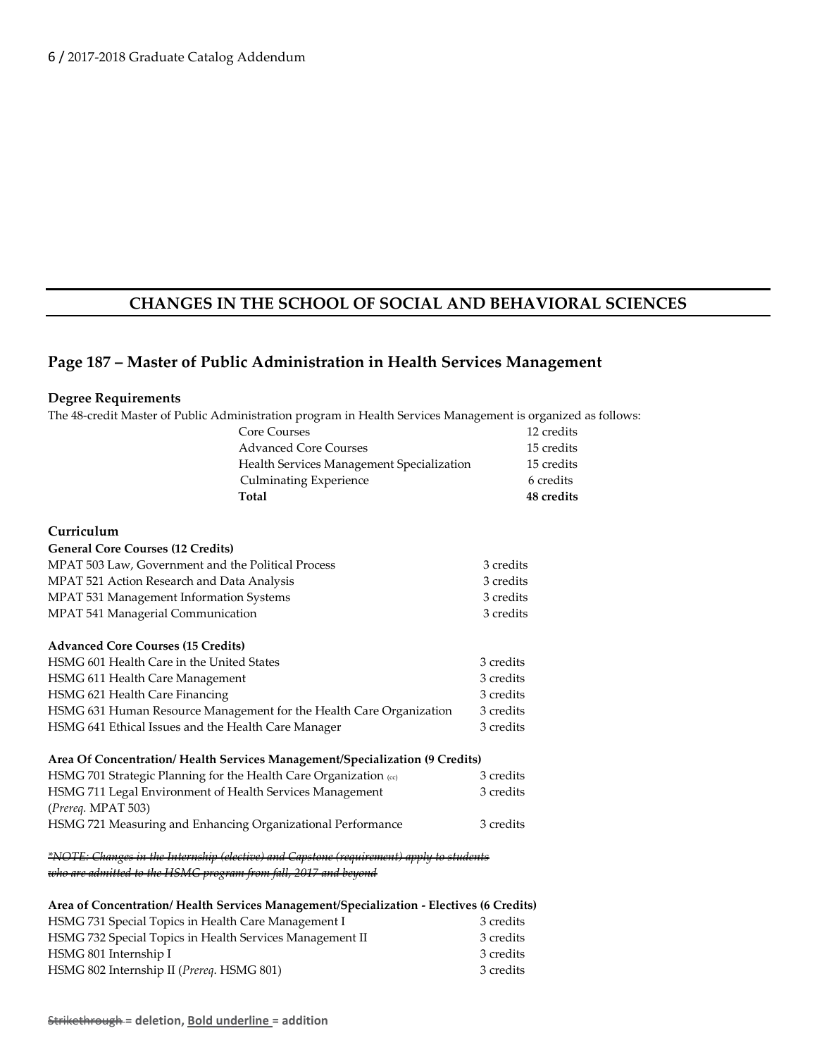## CHANGES IN THE SCHOOL OF SOCIAL AND BEHAVIORAL SCIENCES

## Page 187 – Master of Public Administration in Health Services Management

### Degree Requirements

The 48-credit Master of Public Administration program in Health Services Management is organized as follows:

| | |
|---|---|
| Core Courses | 12 credits |
| Advanced Core Courses | 15 credits |
| Health Services Management Specialization | 15 credits |
| Culminating Experience | 6 credits |
| **Total** | **48 credits** |

### Curriculum

**General Core Courses (12 Credits)**

| | |
|---|---|
| MPAT 503 Law, Government and the Political Process | 3 credits |
| MPAT 521 Action Research and Data Analysis | 3 credits |
| MPAT 531 Management Information Systems | 3 credits |
| MPAT 541 Managerial Communication | 3 credits |

**Advanced Core Courses (15 Credits)**

| | |
|---|---|
| HSMG 601 Health Care in the United States | 3 credits |
| HSMG 611 Health Care Management | 3 credits |
| HSMG 621 Health Care Financing | 3 credits |
| HSMG 631 Human Resource Management for the Health Care Organization | 3 credits |
| HSMG 641 Ethical Issues and the Health Care Manager | 3 credits |

**Area Of Concentration/ Health Services Management/Specialization (9 Credits)**

| | |
|---|---|
| HSMG 701 Strategic Planning for the Health Care Organization (cc) | 3 credits |
| HSMG 711 Legal Environment of Health Services Management (*Prereq.* MPAT 503) | 3 credits |
| HSMG 721 Measuring and Enhancing Organizational Performance | 3 credits |

~~*\*NOTE: Changes in the Internship (elective) and Capstone (requirement) apply to students who are admitted to the HSMG program from fall, 2017 and beyond*~~

**Area of Concentration/ Health Services Management/Specialization - Electives (6 Credits)**

| | |
|---|---|
| HSMG 731 Special Topics in Health Care Management I | 3 credits |
| HSMG 732 Special Topics in Health Services Management II | 3 credits |
| HSMG 801 Internship I | 3 credits |
| HSMG 802 Internship II (*Prereq*. HSMG 801) | 3 credits |

~~Strikethrough~~ = deletion, **Bold underline** = addition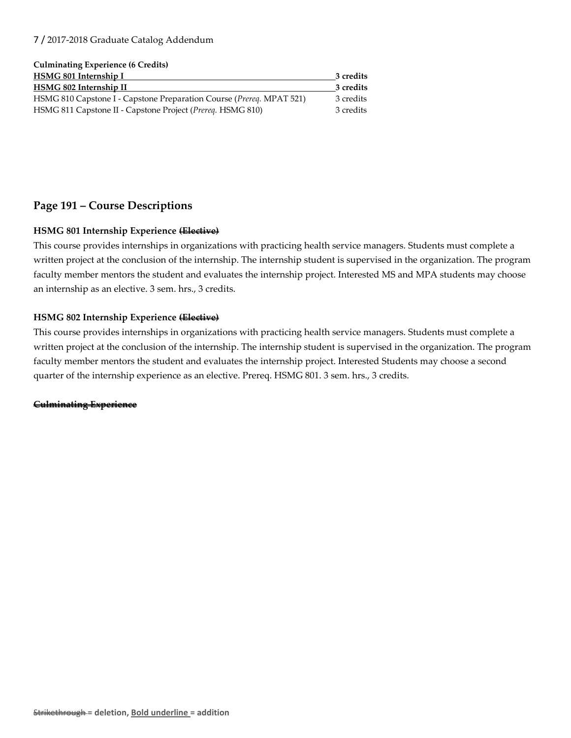**Culminating Experience (6 Credits)**

| Course | Credits |
|---|---|
| <u>**HSMG 801 Internship I**</u> | <u>**3 credits**</u> |
| <u>**HSMG 802 Internship II**</u> | <u>**3 credits**</u> |
| HSMG 810 Capstone I - Capstone Preparation Course (*Prereq.* MPAT 521) | 3 credits |
| HSMG 811 Capstone II - Capstone Project (*Prereq.* HSMG 810) | 3 credits |

## Page 191 – Course Descriptions

**HSMG 801 Internship Experience ~~(Elective)~~**

This course provides internships in organizations with practicing health service managers. Students must complete a written project at the conclusion of the internship. The internship student is supervised in the organization. The program faculty member mentors the student and evaluates the internship project. Interested MS and MPA students may choose an internship as an elective. 3 sem. hrs., 3 credits.

**HSMG 802 Internship Experience ~~(Elective)~~**

This course provides internships in organizations with practicing health service managers. Students must complete a written project at the conclusion of the internship. The internship student is supervised in the organization. The program faculty member mentors the student and evaluates the internship project. Interested Students may choose a second quarter of the internship experience as an elective. Prereq. HSMG 801. 3 sem. hrs., 3 credits.

~~**Culminating Experience**~~

~~Strikethrough~~ = deletion, <u>**Bold underline**</u> = addition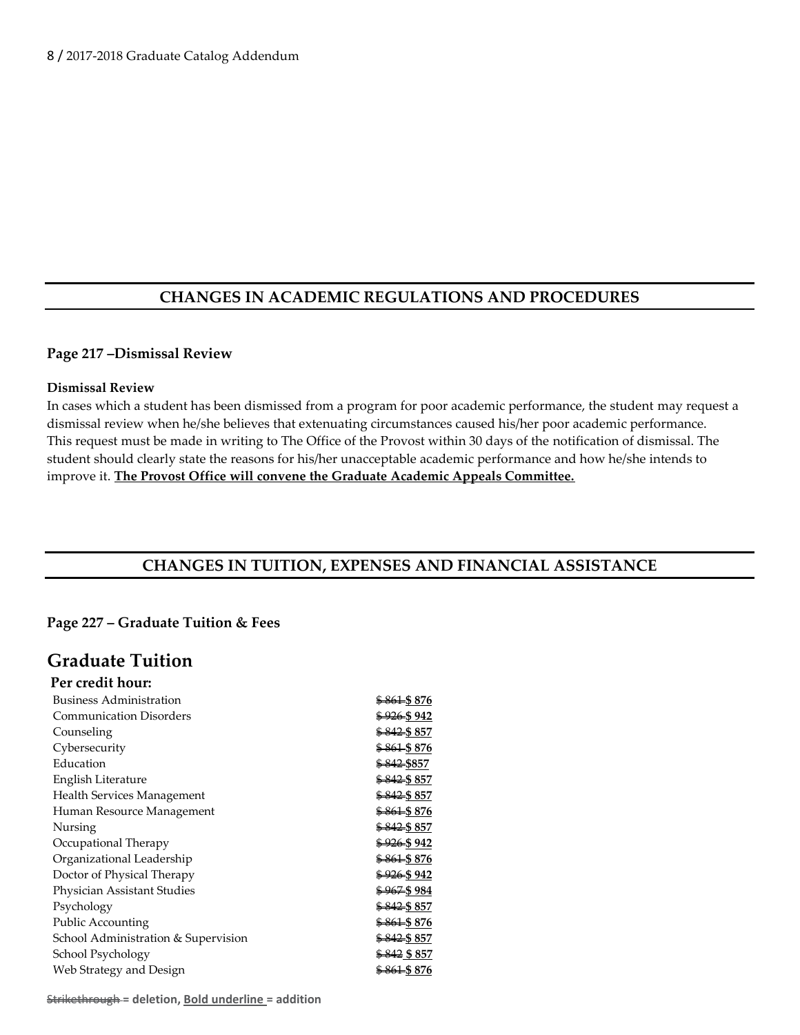## CHANGES IN ACADEMIC REGULATIONS AND PROCEDURES

**Page 217 –Dismissal Review**

**Dismissal Review**

In cases which a student has been dismissed from a program for poor academic performance, the student may request a dismissal review when he/she believes that extenuating circumstances caused his/her poor academic performance. This request must be made in writing to The Office of the Provost within 30 days of the notification of dismissal. The student should clearly state the reasons for his/her unacceptable academic performance and how he/she intends to improve it. **<u>The Provost Office will convene the Graduate Academic Appeals Committee.</u>**

## CHANGES IN TUITION, EXPENSES AND FINANCIAL ASSISTANCE

**Page 227 – Graduate Tuition & Fees**

# Graduate Tuition

**Per credit hour:**

| Program | Tuition |
|---|---|
| Business Administration | ~~$ 861~~ **<u>$ 876</u>** |
| Communication Disorders | ~~$ 926~~ **<u>$ 942</u>** |
| Counseling | ~~$ 842~~ **<u>$ 857</u>** |
| Cybersecurity | ~~$ 861~~ **<u>$ 876</u>** |
| Education | ~~$ 842~~ **<u>$857</u>** |
| English Literature | ~~$ 842~~ **<u>$ 857</u>** |
| Health Services Management | ~~$ 842~~ **<u>$ 857</u>** |
| Human Resource Management | ~~$ 861~~ **<u>$ 876</u>** |
| Nursing | ~~$ 842~~ **<u>$ 857</u>** |
| Occupational Therapy | ~~$ 926~~ **<u>$ 942</u>** |
| Organizational Leadership | ~~$ 861~~ **<u>$ 876</u>** |
| Doctor of Physical Therapy | ~~$ 926~~ **<u>$ 942</u>** |
| Physician Assistant Studies | ~~$ 967~~ **<u>$ 984</u>** |
| Psychology | ~~$ 842~~ **<u>$ 857</u>** |
| Public Accounting | ~~$ 861~~ **<u>$ 876</u>** |
| School Administration & Supervision | ~~$ 842~~ **<u>$ 857</u>** |
| School Psychology | ~~$ 842~~ **<u>$ 857</u>** |
| Web Strategy and Design | ~~$ 861~~ **<u>$ 876</u>** |

~~Strikethrough~~ **= deletion, <u>Bold underline</u> = addition**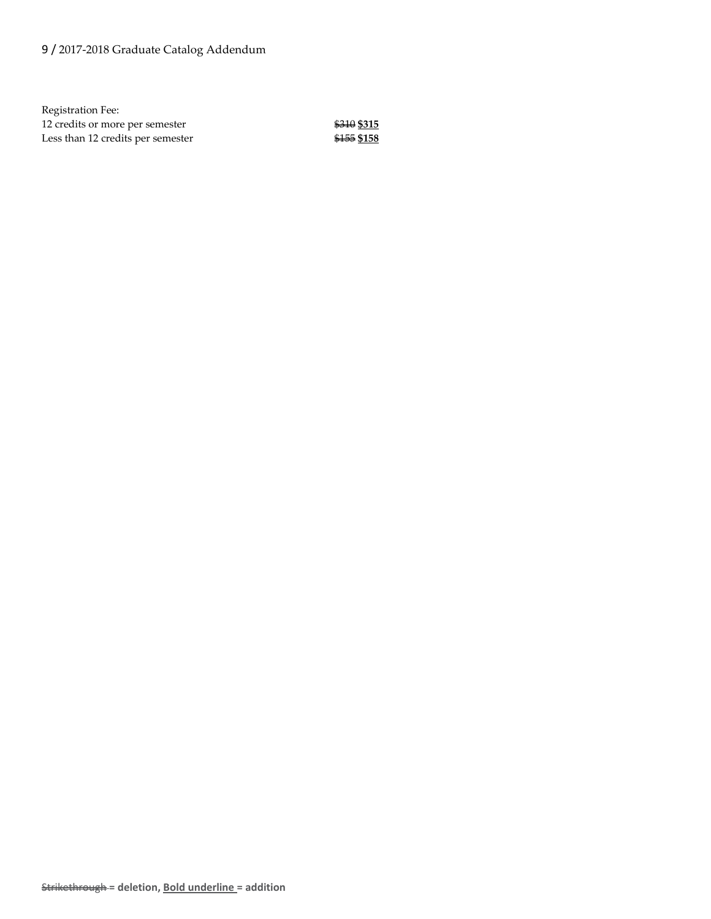Registration Fee:

| | |
|---|---|
| 12 credits or more per semester | ~~$310~~ **<u>$315</u>** |
| Less than 12 credits per semester | ~~$155~~ **<u>$158</u>** |

~~Strikethrough~~ **= deletion, <u>Bold underline</u> = addition**